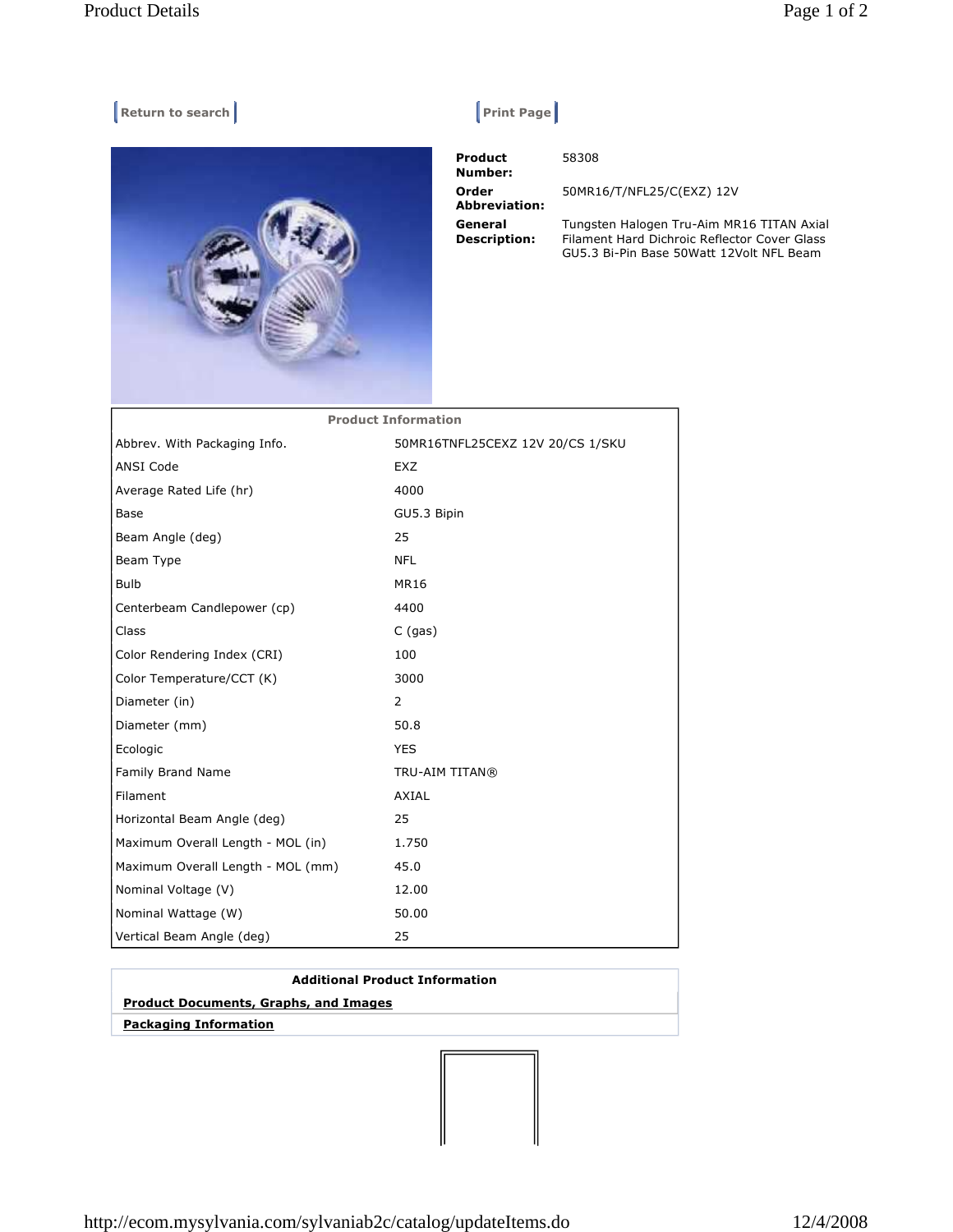Return to search | Print Page

| | |
|---|---|
| **Product Number:** | 58308 |
| **Order Abbreviation:** | 50MR16/T/NFL25/C(EXZ) 12V |
| **General Description:** | Tungsten Halogen Tru-Aim MR16 TITAN Axial Filament Hard Dichroic Reflector Cover Glass GU5.3 Bi-Pin Base 50Watt 12Volt NFL Beam |

| Product Information | |
|---|---|
| Abbrev. With Packaging Info. | 50MR16TNFL25CEXZ 12V 20/CS 1/SKU |
| ANSI Code | EXZ |
| Average Rated Life (hr) | 4000 |
| Base | GU5.3 Bipin |
| Beam Angle (deg) | 25 |
| Beam Type | NFL |
| Bulb | MR16 |
| Centerbeam Candlepower (cp) | 4400 |
| Class | C (gas) |
| Color Rendering Index (CRI) | 100 |
| Color Temperature/CCT (K) | 3000 |
| Diameter (in) | 2 |
| Diameter (mm) | 50.8 |
| Ecologic | YES |
| Family Brand Name | TRU-AIM TITAN® |
| Filament | AXIAL |
| Horizontal Beam Angle (deg) | 25 |
| Maximum Overall Length - MOL (in) | 1.750 |
| Maximum Overall Length - MOL (mm) | 45.0 |
| Nominal Voltage (V) | 12.00 |
| Nominal Wattage (W) | 50.00 |
| Vertical Beam Angle (deg) | 25 |

**Additional Product Information**

**Product Documents, Graphs, and Images**

**Packaging Information**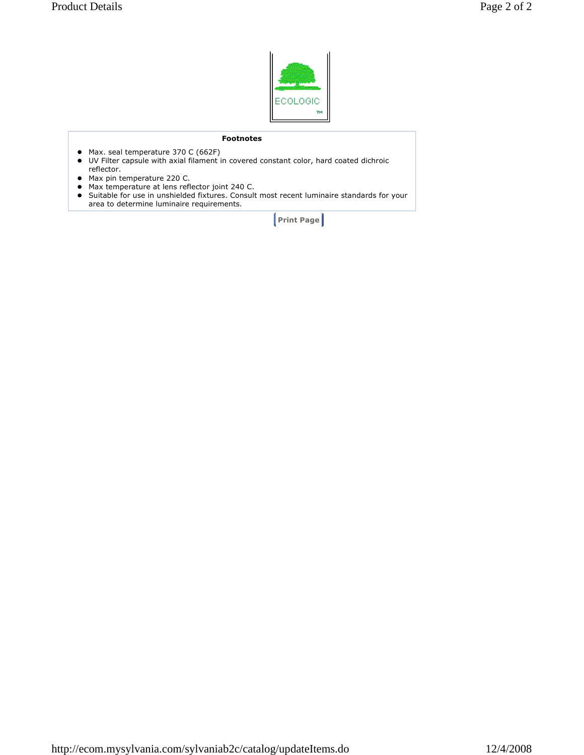ECOLOGIC

TM

**Footnotes**

- Max. seal temperature 370 C (662F)
- UV Filter capsule with axial filament in covered constant color, hard coated dichroic reflector.
- Max pin temperature 220 C.
- Max temperature at lens reflector joint 240 C.
- Suitable for use in unshielded fixtures. Consult most recent luminaire standards for your area to determine luminaire requirements.

Print Page